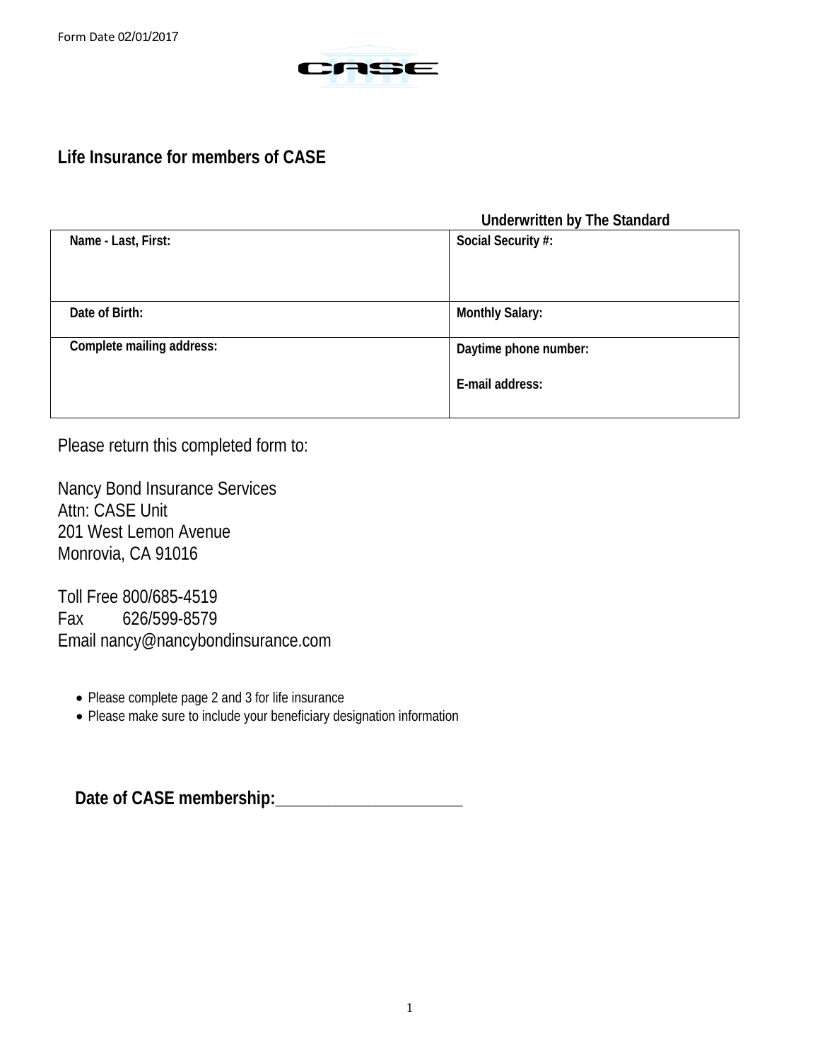Form Date 02/01/2017

CASE

## Life Insurance for members of CASE

**Underwritten by The Standard**

| **Name - Last, First:** | **Social Security #:** |
|---|---|
| **Date of Birth:** | **Monthly Salary:** |
| **Complete mailing address:** | **Daytime phone number:**<br><br>**E-mail address:** |

Please return this completed form to:

Nancy Bond Insurance Services
Attn: CASE Unit
201 West Lemon Avenue
Monrovia, CA 91016

Toll Free 800/685-4519
Fax 626/599-8579
Email nancy@nancybondinsurance.com

- Please complete page 2 and 3 for life insurance
- Please make sure to include your beneficiary designation information

**Date of CASE membership:**______________________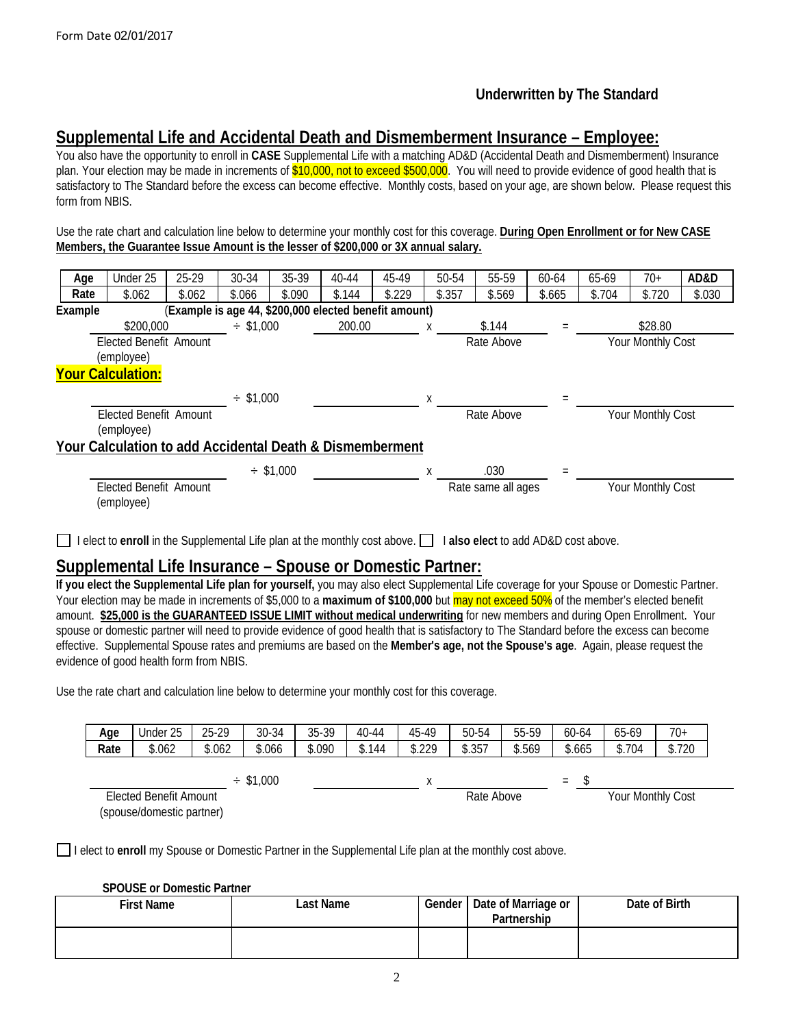Form Date 02/01/2017

**Underwritten by The Standard**

## Supplemental Life and Accidental Death and Dismemberment Insurance – Employee:

You also have the opportunity to enroll in **CASE** Supplemental Life with a matching AD&D (Accidental Death and Dismemberment) Insurance plan. Your election may be made in increments of $10,000, not to exceed $500,000. You will need to provide evidence of good health that is satisfactory to The Standard before the excess can become effective. Monthly costs, based on your age, are shown below. Please request this form from NBIS.

Use the rate chart and calculation line below to determine your monthly cost for this coverage. **During Open Enrollment or for New CASE Members, the Guarantee Issue Amount is the lesser of $200,000 or 3X annual salary.**

| Age | Under 25 | 25-29 | 30-34 | 35-39 | 40-44 | 45-49 | 50-54 | 55-59 | 60-64 | 65-69 | 70+ | AD&D |
|---|---|---|---|---|---|---|---|---|---|---|---|---|
| Rate | $.062 | $.062 | $.066 | $.090 | $.144 | $.229 | $.357 | $.569 | $.665 | $.704 | $.720 | $.030 |

**Example** (**Example is age 44, $200,000 elected benefit amount)**

$200,000 ÷ $1,000 = 200.00 x $.144 = $28.80
Elected Benefit Amount (employee) — Rate Above — Your Monthly Cost

**Your Calculation:**

\_\_\_\_\_\_\_\_\_\_ ÷ $1,000 \_\_\_\_\_\_\_\_\_\_ x \_\_\_\_\_\_\_\_\_\_ = \_\_\_\_\_\_\_\_\_\_
Elected Benefit Amount (employee) — Rate Above — Your Monthly Cost

**Your Calculation to add Accidental Death & Dismemberment**

\_\_\_\_\_\_\_\_\_\_ ÷ $1,000 \_\_\_\_\_\_\_\_\_\_ x .030 = \_\_\_\_\_\_\_\_\_\_
Elected Benefit Amount (employee) — Rate same all ages — Your Monthly Cost

☐ I elect to **enroll** in the Supplemental Life plan at the monthly cost above. ☐ I **also elect** to add AD&D cost above.

## Supplemental Life Insurance – Spouse or Domestic Partner:

**If you elect the Supplemental Life plan for yourself,** you may also elect Supplemental Life coverage for your Spouse or Domestic Partner. Your election may be made in increments of $5,000 to a **maximum of $100,000** but may not exceed 50% of the member's elected benefit amount. **$25,000 is the GUARANTEED ISSUE LIMIT without medical underwriting** for new members and during Open Enrollment. Your spouse or domestic partner will need to provide evidence of good health that is satisfactory to The Standard before the excess can become effective. Supplemental Spouse rates and premiums are based on the **Member's age, not the Spouse's age**. Again, please request the evidence of good health form from NBIS.

Use the rate chart and calculation line below to determine your monthly cost for this coverage.

| Age | Under 25 | 25-29 | 30-34 | 35-39 | 40-44 | 45-49 | 50-54 | 55-59 | 60-64 | 65-69 | 70+ |
|---|---|---|---|---|---|---|---|---|---|---|---|
| Rate | $.062 | $.062 | $.066 | $.090 | $.144 | $.229 | $.357 | $.569 | $.665 | $.704 | $.720 |

\_\_\_\_\_\_\_\_\_\_ ÷ $1,000 \_\_\_\_\_\_\_\_\_\_ x \_\_\_\_\_\_\_\_\_\_ = $ \_\_\_\_\_\_\_\_\_\_
Elected Benefit Amount (spouse/domestic partner) — Rate Above — Your Monthly Cost

☐ I elect to **enroll** my Spouse or Domestic Partner in the Supplemental Life plan at the monthly cost above.

**SPOUSE or Domestic Partner**

| First Name | Last Name | Gender | Date of Marriage or Partnership | Date of Birth |
|---|---|---|---|---|
| | | | | |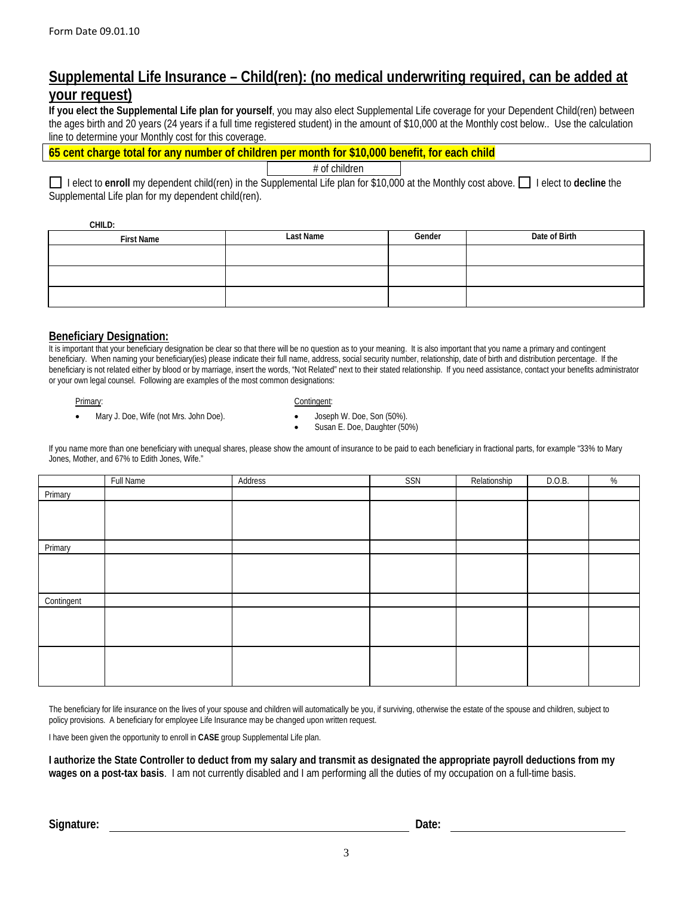Form Date 09.01.10

## Supplemental Life Insurance – Child(ren): (no medical underwriting required, can be added at your request)

**If you elect the Supplemental Life plan for yourself**, you may also elect Supplemental Life coverage for your Dependent Child(ren) between the ages birth and 20 years (24 years if a full time registered student) in the amount of $10,000 at the Monthly cost below.. Use the calculation line to determine your Monthly cost for this coverage.

**65 cent charge total for any number of children per month for $10,000 benefit, for each child**

# of children

☐ I elect to **enroll** my dependent child(ren) in the Supplemental Life plan for $10,000 at the Monthly cost above. ☐ I elect to **decline** the Supplemental Life plan for my dependent child(ren).

**CHILD:**

| First Name | Last Name | Gender | Date of Birth |
|---|---|---|---|
| | | | |
| | | | |
| | | | |

### Beneficiary Designation:

It is important that your beneficiary designation be clear so that there will be no question as to your meaning. It is also important that you name a primary and contingent beneficiary. When naming your beneficiary(ies) please indicate their full name, address, social security number, relationship, date of birth and distribution percentage. If the beneficiary is not related either by blood or by marriage, insert the words, "Not Related" next to their stated relationship. If you need assistance, contact your benefits administrator or your own legal counsel. Following are examples of the most common designations:

Primary:

- Mary J. Doe, Wife (not Mrs. John Doe).

Contingent:

- Joseph W. Doe, Son (50%).
- Susan E. Doe, Daughter (50%)

If you name more than one beneficiary with unequal shares, please show the amount of insurance to be paid to each beneficiary in fractional parts, for example "33% to Mary Jones, Mother, and 67% to Edith Jones, Wife."

| | Full Name | Address | SSN | Relationship | D.O.B. | % |
|---|---|---|---|---|---|---|
| Primary | | | | | | |
| | | | | | | |
| Primary | | | | | | |
| | | | | | | |
| Contingent | | | | | | |
| | | | | | | |
| | | | | | | |

The beneficiary for life insurance on the lives of your spouse and children will automatically be you, if surviving, otherwise the estate of the spouse and children, subject to policy provisions. A beneficiary for employee Life Insurance may be changed upon written request.

I have been given the opportunity to enroll in **CASE** group Supplemental Life plan.

**I authorize the State Controller to deduct from my salary and transmit as designated the appropriate payroll deductions from my wages on a post-tax basis**. I am not currently disabled and I am performing all the duties of my occupation on a full-time basis.

**Signature:** ______________________________ **Date:** ____________________